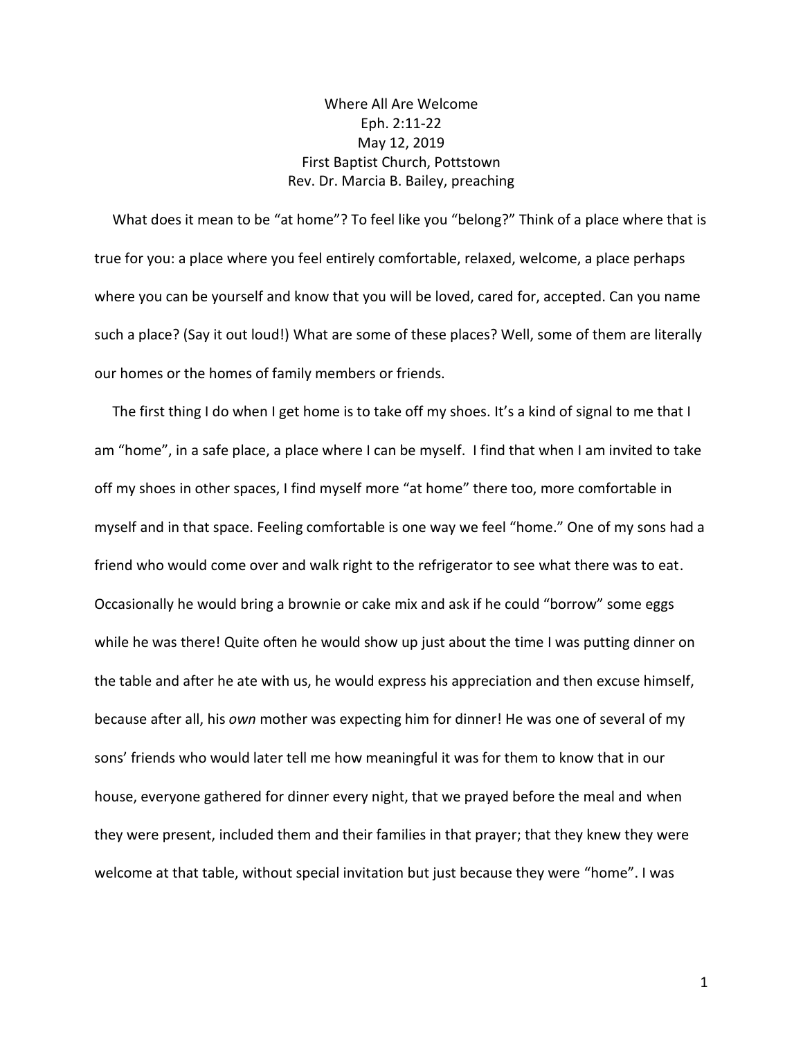Where All Are Welcome
Eph. 2:11-22
May 12, 2019
First Baptist Church, Pottstown
Rev. Dr. Marcia B. Bailey, preaching

What does it mean to be "at home"? To feel like you "belong?" Think of a place where that is true for you: a place where you feel entirely comfortable, relaxed, welcome, a place perhaps where you can be yourself and know that you will be loved, cared for, accepted. Can you name such a place? (Say it out loud!) What are some of these places? Well, some of them are literally our homes or the homes of family members or friends.

The first thing I do when I get home is to take off my shoes. It's a kind of signal to me that I am "home", in a safe place, a place where I can be myself. I find that when I am invited to take off my shoes in other spaces, I find myself more "at home" there too, more comfortable in myself and in that space. Feeling comfortable is one way we feel "home." One of my sons had a friend who would come over and walk right to the refrigerator to see what there was to eat. Occasionally he would bring a brownie or cake mix and ask if he could "borrow" some eggs while he was there! Quite often he would show up just about the time I was putting dinner on the table and after he ate with us, he would express his appreciation and then excuse himself, because after all, his *own* mother was expecting him for dinner! He was one of several of my sons' friends who would later tell me how meaningful it was for them to know that in our house, everyone gathered for dinner every night, that we prayed before the meal and when they were present, included them and their families in that prayer; that they knew they were welcome at that table, without special invitation but just because they were "home". I was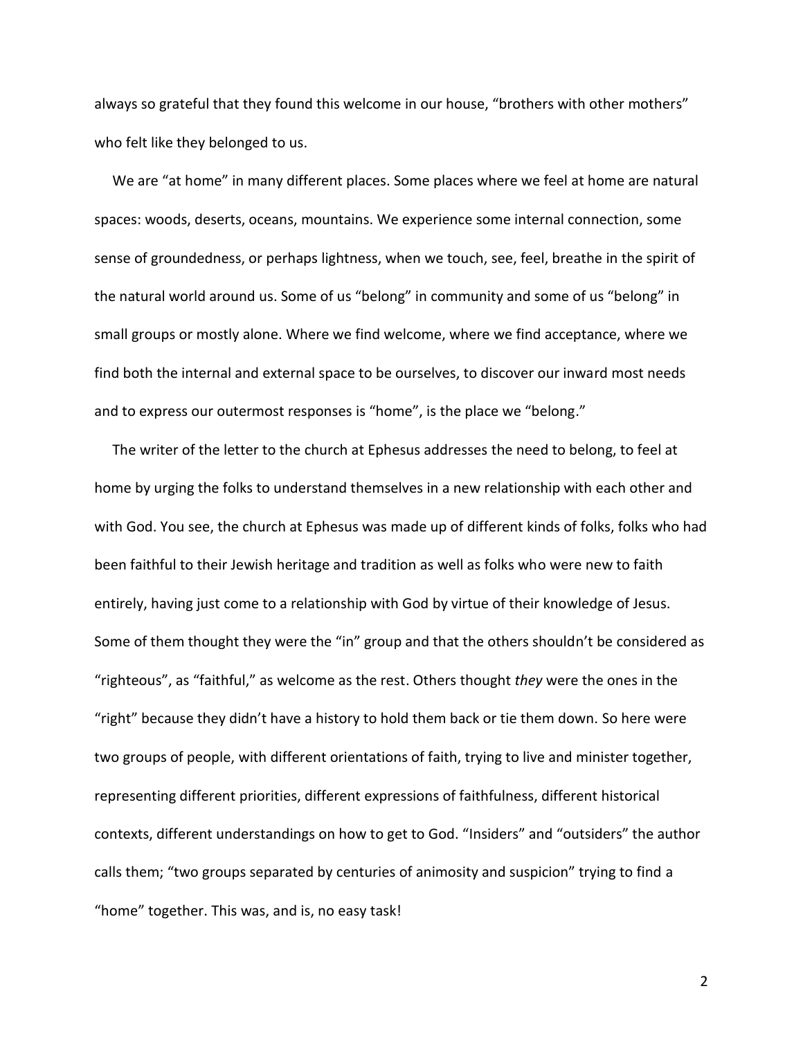always so grateful that they found this welcome in our house, "brothers with other mothers" who felt like they belonged to us.

We are "at home" in many different places. Some places where we feel at home are natural spaces: woods, deserts, oceans, mountains. We experience some internal connection, some sense of groundedness, or perhaps lightness, when we touch, see, feel, breathe in the spirit of the natural world around us. Some of us "belong" in community and some of us "belong" in small groups or mostly alone. Where we find welcome, where we find acceptance, where we find both the internal and external space to be ourselves, to discover our inward most needs and to express our outermost responses is "home", is the place we "belong."

The writer of the letter to the church at Ephesus addresses the need to belong, to feel at home by urging the folks to understand themselves in a new relationship with each other and with God. You see, the church at Ephesus was made up of different kinds of folks, folks who had been faithful to their Jewish heritage and tradition as well as folks who were new to faith entirely, having just come to a relationship with God by virtue of their knowledge of Jesus. Some of them thought they were the "in" group and that the others shouldn't be considered as "righteous", as "faithful," as welcome as the rest. Others thought *they* were the ones in the "right" because they didn't have a history to hold them back or tie them down. So here were two groups of people, with different orientations of faith, trying to live and minister together, representing different priorities, different expressions of faithfulness, different historical contexts, different understandings on how to get to God. "Insiders" and "outsiders" the author calls them; "two groups separated by centuries of animosity and suspicion" trying to find a "home" together. This was, and is, no easy task!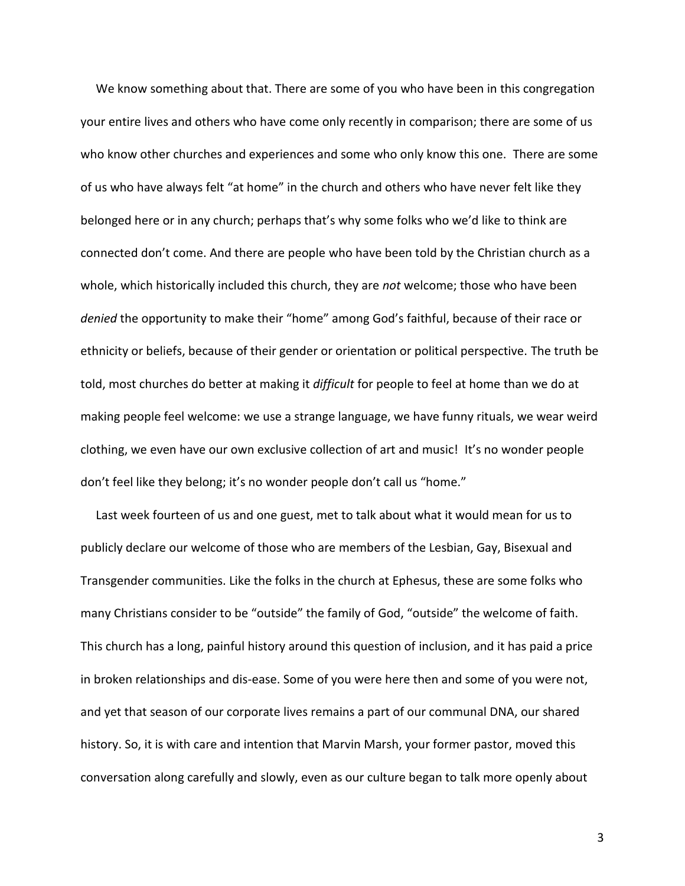We know something about that. There are some of you who have been in this congregation your entire lives and others who have come only recently in comparison; there are some of us who know other churches and experiences and some who only know this one. There are some of us who have always felt "at home" in the church and others who have never felt like they belonged here or in any church; perhaps that's why some folks who we'd like to think are connected don't come. And there are people who have been told by the Christian church as a whole, which historically included this church, they are *not* welcome; those who have been *denied* the opportunity to make their "home" among God's faithful, because of their race or ethnicity or beliefs, because of their gender or orientation or political perspective. The truth be told, most churches do better at making it *difficult* for people to feel at home than we do at making people feel welcome: we use a strange language, we have funny rituals, we wear weird clothing, we even have our own exclusive collection of art and music! It's no wonder people don't feel like they belong; it's no wonder people don't call us "home."

Last week fourteen of us and one guest, met to talk about what it would mean for us to publicly declare our welcome of those who are members of the Lesbian, Gay, Bisexual and Transgender communities. Like the folks in the church at Ephesus, these are some folks who many Christians consider to be "outside" the family of God, "outside" the welcome of faith. This church has a long, painful history around this question of inclusion, and it has paid a price in broken relationships and dis-ease. Some of you were here then and some of you were not, and yet that season of our corporate lives remains a part of our communal DNA, our shared history. So, it is with care and intention that Marvin Marsh, your former pastor, moved this conversation along carefully and slowly, even as our culture began to talk more openly about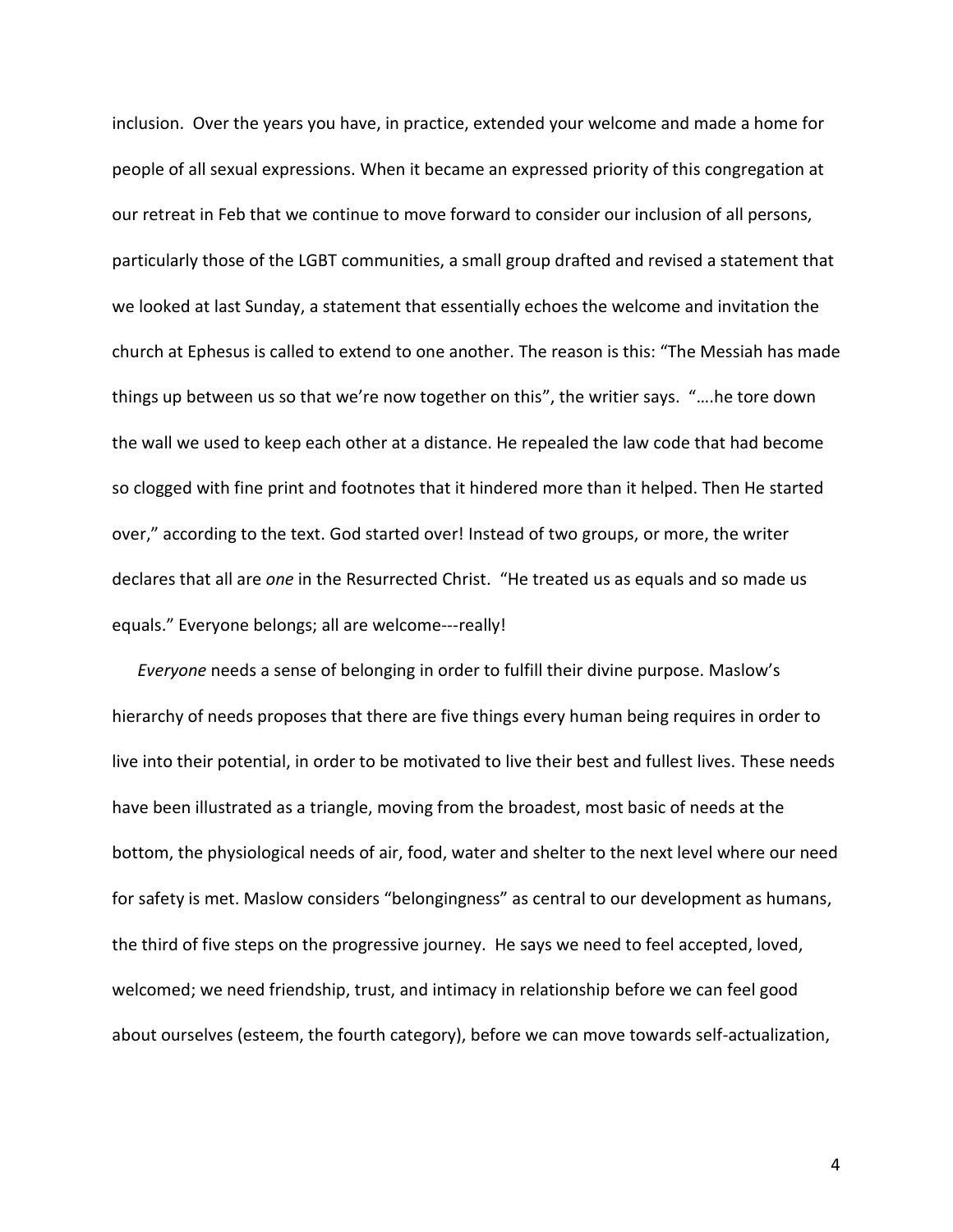inclusion. Over the years you have, in practice, extended your welcome and made a home for people of all sexual expressions. When it became an expressed priority of this congregation at our retreat in Feb that we continue to move forward to consider our inclusion of all persons, particularly those of the LGBT communities, a small group drafted and revised a statement that we looked at last Sunday, a statement that essentially echoes the welcome and invitation the church at Ephesus is called to extend to one another. The reason is this: "The Messiah has made things up between us so that we're now together on this", the writier says. "….he tore down the wall we used to keep each other at a distance. He repealed the law code that had become so clogged with fine print and footnotes that it hindered more than it helped. Then He started over," according to the text. God started over! Instead of two groups, or more, the writer declares that all are *one* in the Resurrected Christ. "He treated us as equals and so made us equals." Everyone belongs; all are welcome---really!

*Everyone* needs a sense of belonging in order to fulfill their divine purpose. Maslow's hierarchy of needs proposes that there are five things every human being requires in order to live into their potential, in order to be motivated to live their best and fullest lives. These needs have been illustrated as a triangle, moving from the broadest, most basic of needs at the bottom, the physiological needs of air, food, water and shelter to the next level where our need for safety is met. Maslow considers "belongingness" as central to our development as humans, the third of five steps on the progressive journey. He says we need to feel accepted, loved, welcomed; we need friendship, trust, and intimacy in relationship before we can feel good about ourselves (esteem, the fourth category), before we can move towards self-actualization,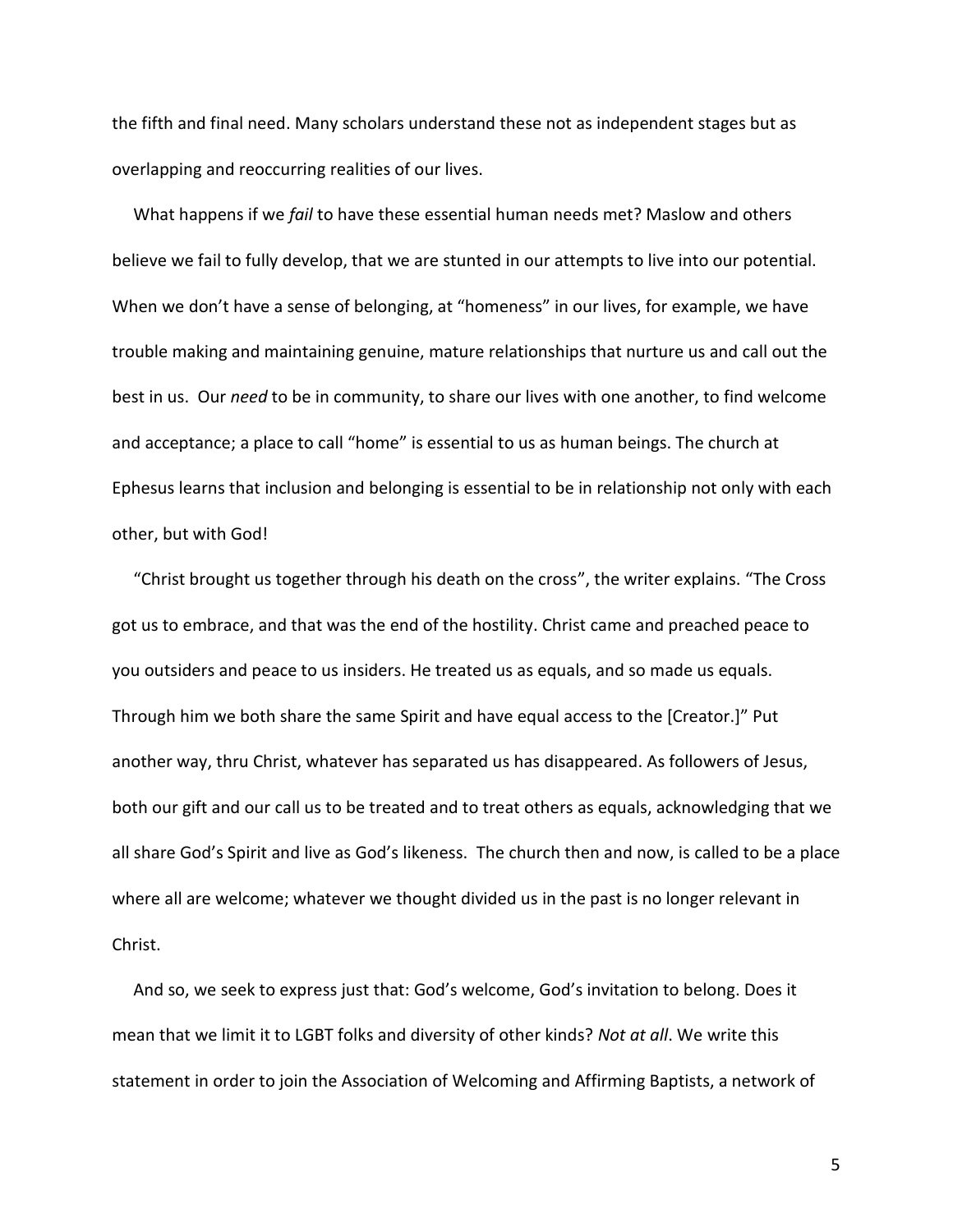the fifth and final need. Many scholars understand these not as independent stages but as overlapping and reoccurring realities of our lives.

What happens if we *fail* to have these essential human needs met? Maslow and others believe we fail to fully develop, that we are stunted in our attempts to live into our potential. When we don't have a sense of belonging, at "homeness" in our lives, for example, we have trouble making and maintaining genuine, mature relationships that nurture us and call out the best in us. Our *need* to be in community, to share our lives with one another, to find welcome and acceptance; a place to call "home" is essential to us as human beings. The church at Ephesus learns that inclusion and belonging is essential to be in relationship not only with each other, but with God!

"Christ brought us together through his death on the cross", the writer explains. "The Cross got us to embrace, and that was the end of the hostility. Christ came and preached peace to you outsiders and peace to us insiders. He treated us as equals, and so made us equals. Through him we both share the same Spirit and have equal access to the [Creator.]" Put another way, thru Christ, whatever has separated us has disappeared. As followers of Jesus, both our gift and our call us to be treated and to treat others as equals, acknowledging that we all share God's Spirit and live as God's likeness. The church then and now, is called to be a place where all are welcome; whatever we thought divided us in the past is no longer relevant in Christ.

And so, we seek to express just that: God's welcome, God's invitation to belong. Does it mean that we limit it to LGBT folks and diversity of other kinds? *Not at all*. We write this statement in order to join the Association of Welcoming and Affirming Baptists, a network of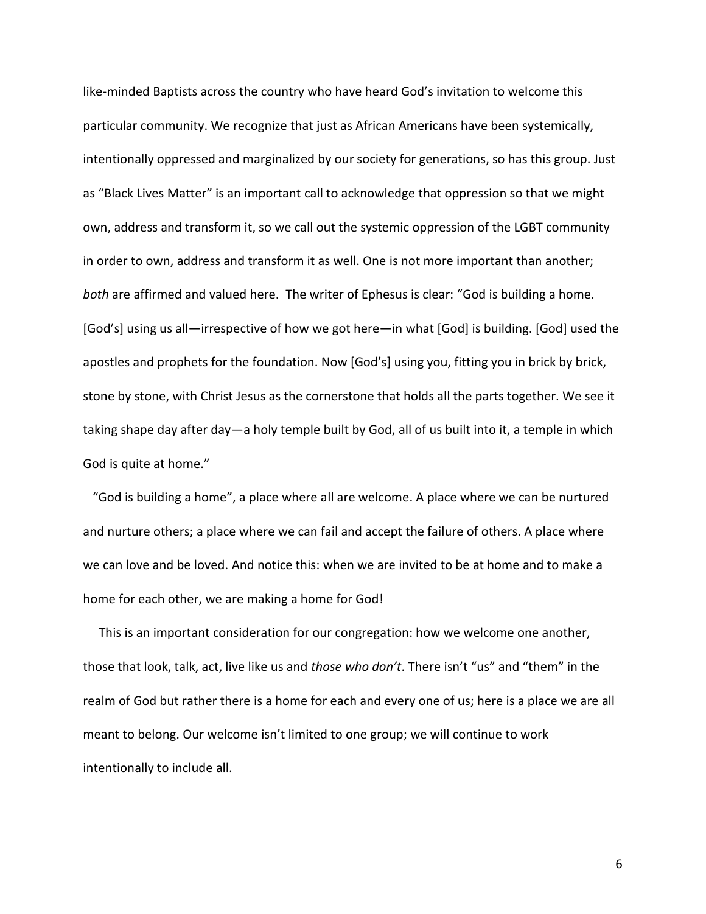like-minded Baptists across the country who have heard God's invitation to welcome this particular community. We recognize that just as African Americans have been systemically, intentionally oppressed and marginalized by our society for generations, so has this group. Just as "Black Lives Matter" is an important call to acknowledge that oppression so that we might own, address and transform it, so we call out the systemic oppression of the LGBT community in order to own, address and transform it as well. One is not more important than another; *both* are affirmed and valued here. The writer of Ephesus is clear: "God is building a home. [God's] using us all—irrespective of how we got here—in what [God] is building. [God] used the apostles and prophets for the foundation. Now [God's] using you, fitting you in brick by brick, stone by stone, with Christ Jesus as the cornerstone that holds all the parts together. We see it taking shape day after day—a holy temple built by God, all of us built into it, a temple in which God is quite at home."

"God is building a home", a place where all are welcome. A place where we can be nurtured and nurture others; a place where we can fail and accept the failure of others. A place where we can love and be loved. And notice this: when we are invited to be at home and to make a home for each other, we are making a home for God!

This is an important consideration for our congregation: how we welcome one another, those that look, talk, act, live like us and *those who don't*. There isn't "us" and "them" in the realm of God but rather there is a home for each and every one of us; here is a place we are all meant to belong. Our welcome isn't limited to one group; we will continue to work intentionally to include all.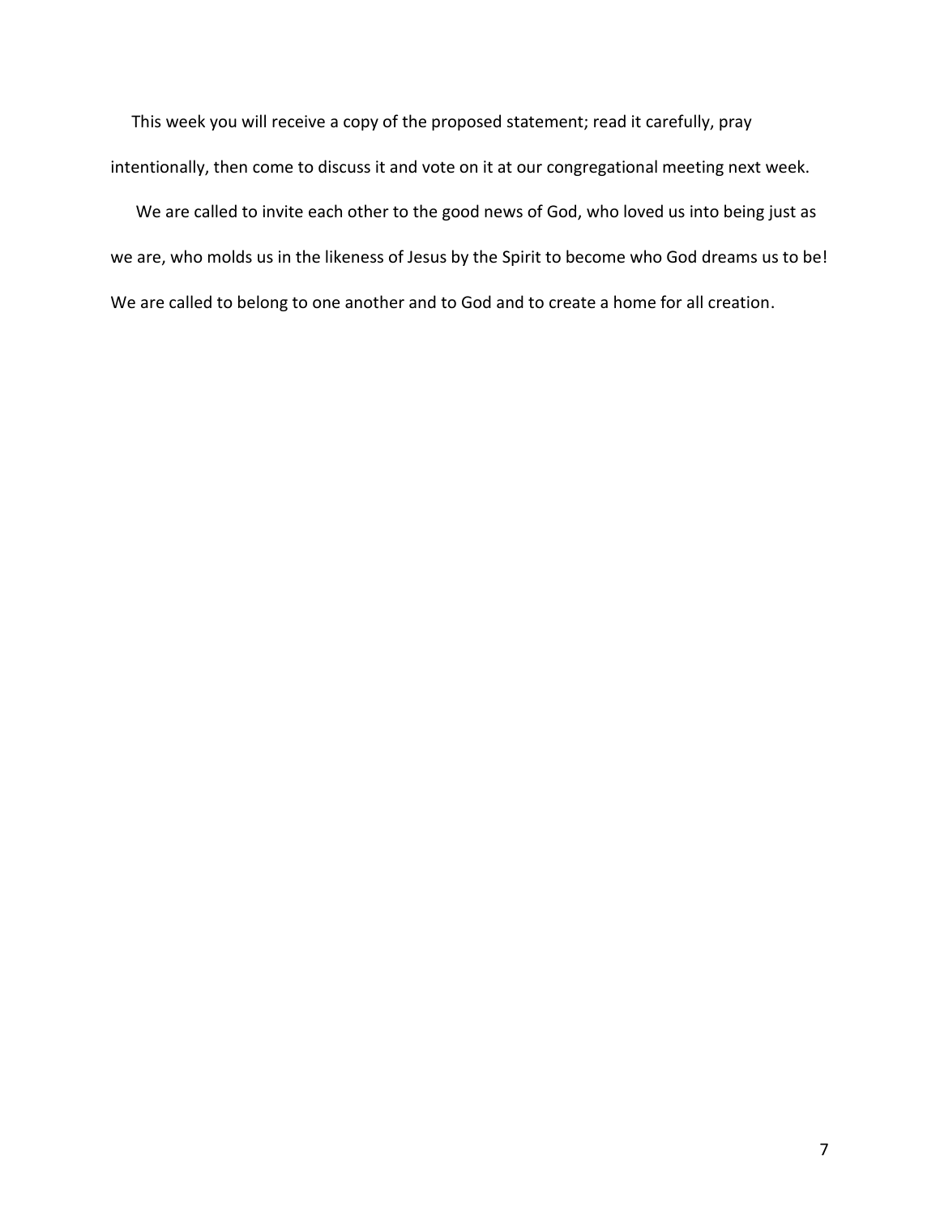This week you will receive a copy of the proposed statement; read it carefully, pray intentionally, then come to discuss it and vote on it at our congregational meeting next week.

We are called to invite each other to the good news of God, who loved us into being just as we are, who molds us in the likeness of Jesus by the Spirit to become who God dreams us to be! We are called to belong to one another and to God and to create a home for all creation.